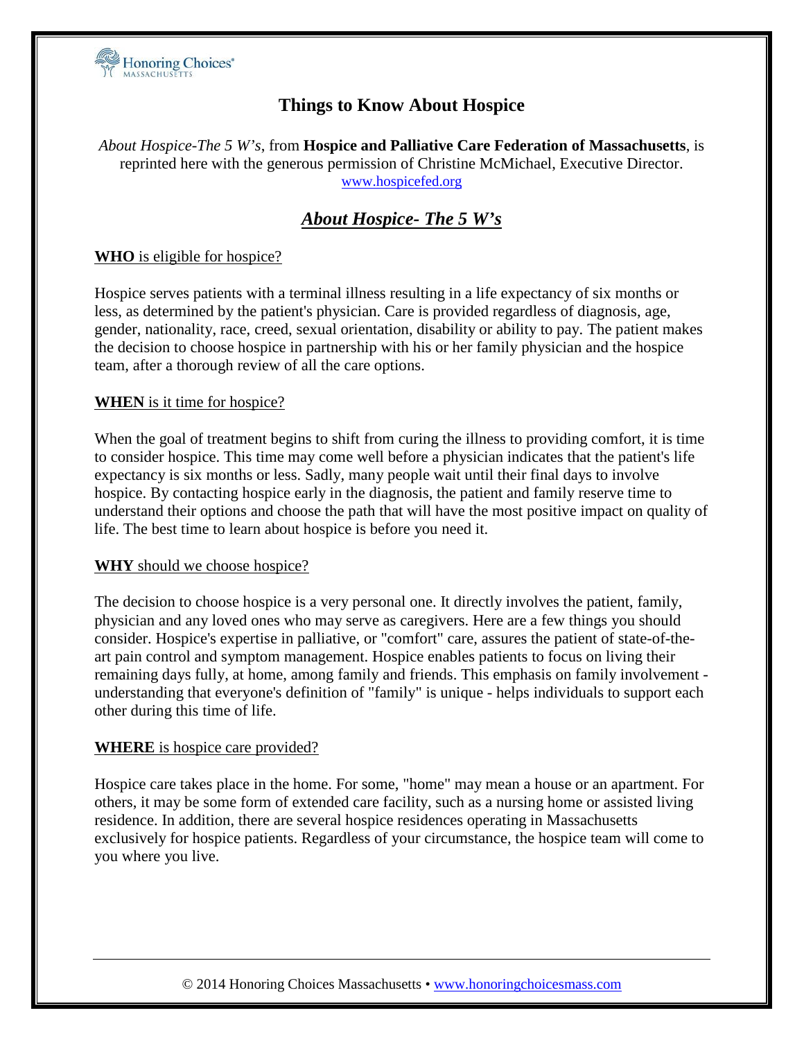# Things to Know About Hospice

*About Hospice-The 5 W's*, from **Hospice and Palliative Care Federation of Massachusetts**, is reprinted here with the generous permission of Christine McMichael, Executive Director. www.hospicefed.org

## *About Hospice- The 5 W's*

**WHO** is eligible for hospice?

Hospice serves patients with a terminal illness resulting in a life expectancy of six months or less, as determined by the patient's physician. Care is provided regardless of diagnosis, age, gender, nationality, race, creed, sexual orientation, disability or ability to pay. The patient makes the decision to choose hospice in partnership with his or her family physician and the hospice team, after a thorough review of all the care options.

**WHEN** is it time for hospice?

When the goal of treatment begins to shift from curing the illness to providing comfort, it is time to consider hospice. This time may come well before a physician indicates that the patient's life expectancy is six months or less. Sadly, many people wait until their final days to involve hospice. By contacting hospice early in the diagnosis, the patient and family reserve time to understand their options and choose the path that will have the most positive impact on quality of life. The best time to learn about hospice is before you need it.

**WHY** should we choose hospice?

The decision to choose hospice is a very personal one. It directly involves the patient, family, physician and any loved ones who may serve as caregivers. Here are a few things you should consider. Hospice's expertise in palliative, or "comfort" care, assures the patient of state-of-the-art pain control and symptom management. Hospice enables patients to focus on living their remaining days fully, at home, among family and friends. This emphasis on family involvement - understanding that everyone's definition of "family" is unique - helps individuals to support each other during this time of life.

**WHERE** is hospice care provided?

Hospice care takes place in the home. For some, "home" may mean a house or an apartment. For others, it may be some form of extended care facility, such as a nursing home or assisted living residence. In addition, there are several hospice residences operating in Massachusetts exclusively for hospice patients. Regardless of your circumstance, the hospice team will come to you where you live.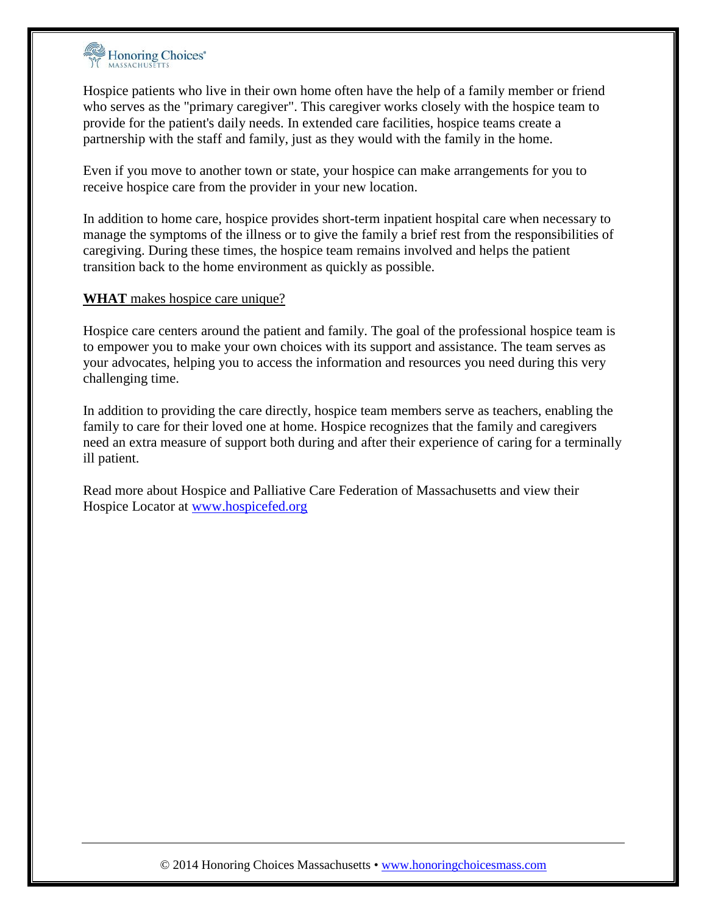Hospice patients who live in their own home often have the help of a family member or friend who serves as the "primary caregiver". This caregiver works closely with the hospice team to provide for the patient's daily needs. In extended care facilities, hospice teams create a partnership with the staff and family, just as they would with the family in the home.

Even if you move to another town or state, your hospice can make arrangements for you to receive hospice care from the provider in your new location.

In addition to home care, hospice provides short-term inpatient hospital care when necessary to manage the symptoms of the illness or to give the family a brief rest from the responsibilities of caregiving. During these times, the hospice team remains involved and helps the patient transition back to the home environment as quickly as possible.

**WHAT** makes hospice care unique?

Hospice care centers around the patient and family. The goal of the professional hospice team is to empower you to make your own choices with its support and assistance. The team serves as your advocates, helping you to access the information and resources you need during this very challenging time.

In addition to providing the care directly, hospice team members serve as teachers, enabling the family to care for their loved one at home. Hospice recognizes that the family and caregivers need an extra measure of support both during and after their experience of caring for a terminally ill patient.

Read more about Hospice and Palliative Care Federation of Massachusetts and view their Hospice Locator at [www.hospicefed.org](http://www.hospicefed.org)